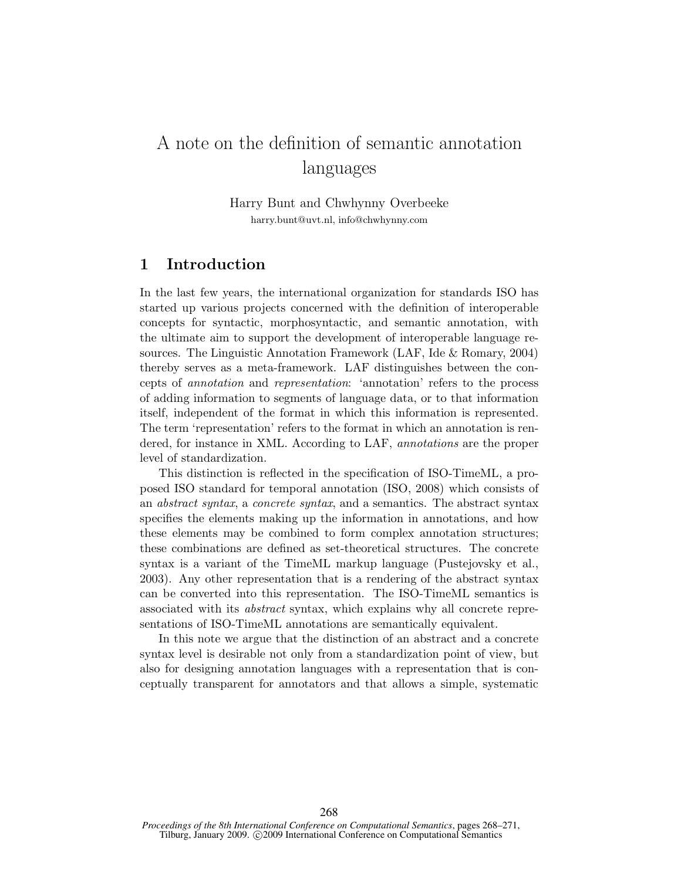# A note on the definition of semantic annotation languages

Harry Bunt and Chwhynny Overbeeke

harry.bunt@uvt.nl, info@chwhynny.com

## 1 Introduction

In the last few years, the international organization for standards ISO has started up various projects concerned with the definition of interoperable concepts for syntactic, morphosyntactic, and semantic annotation, with the ultimate aim to support the development of interoperable language resources. The Linguistic Annotation Framework (LAF, Ide & Romary, 2004) thereby serves as a meta-framework. LAF distinguishes between the concepts of *annotation* and *representation*: 'annotation' refers to the process of adding information to segments of language data, or to that information itself, independent of the format in which this information is represented. The term 'representation' refers to the format in which an annotation is rendered, for instance in XML. According to LAF, *annotations* are the proper level of standardization.

This distinction is reflected in the specification of ISO-TimeML, a proposed ISO standard for temporal annotation (ISO, 2008) which consists of an *abstract syntax*, a *concrete syntax*, and a semantics. The abstract syntax specifies the elements making up the information in annotations, and how these elements may be combined to form complex annotation structures; these combinations are defined as set-theoretical structures. The concrete syntax is a variant of the TimeML markup language (Pustejovsky et al., 2003). Any other representation that is a rendering of the abstract syntax can be converted into this representation. The ISO-TimeML semantics is associated with its *abstract* syntax, which explains why all concrete representations of ISO-TimeML annotations are semantically equivalent.

In this note we argue that the distinction of an abstract and a concrete syntax level is desirable not only from a standardization point of view, but also for designing annotation languages with a representation that is conceptually transparent for annotators and that allows a simple, systematic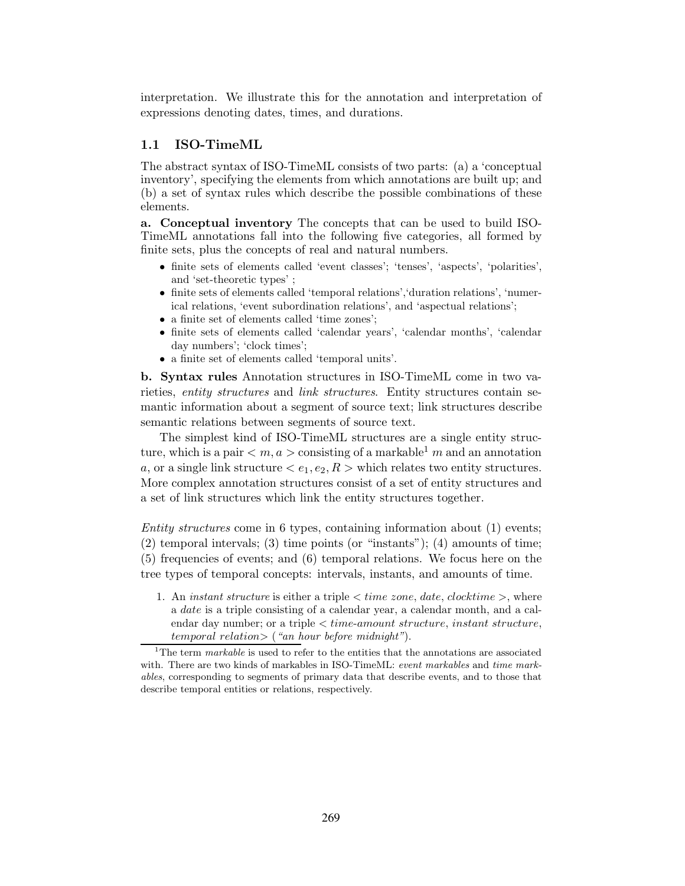interpretation. We illustrate this for the annotation and interpretation of expressions denoting dates, times, and durations.

### 1.1 ISO-TimeML

The abstract syntax of ISO-TimeML consists of two parts: (a) a 'conceptual inventory', specifying the elements from which annotations are built up; and (b) a set of syntax rules which describe the possible combinations of these elements.

**a. Conceptual inventory** The concepts that can be used to build ISO-TimeML annotations fall into the following five categories, all formed by finite sets, plus the concepts of real and natural numbers.

- finite sets of elements called 'event classes'; 'tenses', 'aspects', 'polarities', and 'set-theoretic types' ;
- finite sets of elements called 'temporal relations','duration relations', 'numerical relations, 'event subordination relations', and 'aspectual relations';
- a finite set of elements called 'time zones';
- finite sets of elements called 'calendar years', 'calendar months', 'calendar day numbers'; 'clock times';
- a finite set of elements called 'temporal units'.

**b. Syntax rules** Annotation structures in ISO-TimeML come in two varieties, *entity structures* and *link structures*. Entity structures contain semantic information about a segment of source text; link structures describe semantic relations between segments of source text.

The simplest kind of ISO-TimeML structures are a single entity structure, which is a pair $< m, a >$ consisting of a markable[1] $m$ and an annotation $a$, or a single link structure $< e_1, e_2, R >$ which relates two entity structures. More complex annotation structures consist of a set of entity structures and a set of link structures which link the entity structures together.

*Entity structures* come in 6 types, containing information about (1) events; (2) temporal intervals; (3) time points (or "instants"); (4) amounts of time; (5) frequencies of events; and (6) temporal relations. We focus here on the tree types of temporal concepts: intervals, instants, and amounts of time.

1. An *instant structure* is either a triple $<$ *time zone*, *date*, *clocktime* $>$, where a *date* is a triple consisting of a calendar year, a calendar month, and a calendar day number; or a triple $<$ *time-amount structure*, *instant structure*, *temporal relation*$>$ (*"an hour before midnight"*).

[1] The term *markable* is used to refer to the entities that the annotations are associated with. There are two kinds of markables in ISO-TimeML: *event markables* and *time markables*, corresponding to segments of primary data that describe events, and to those that describe temporal entities or relations, respectively.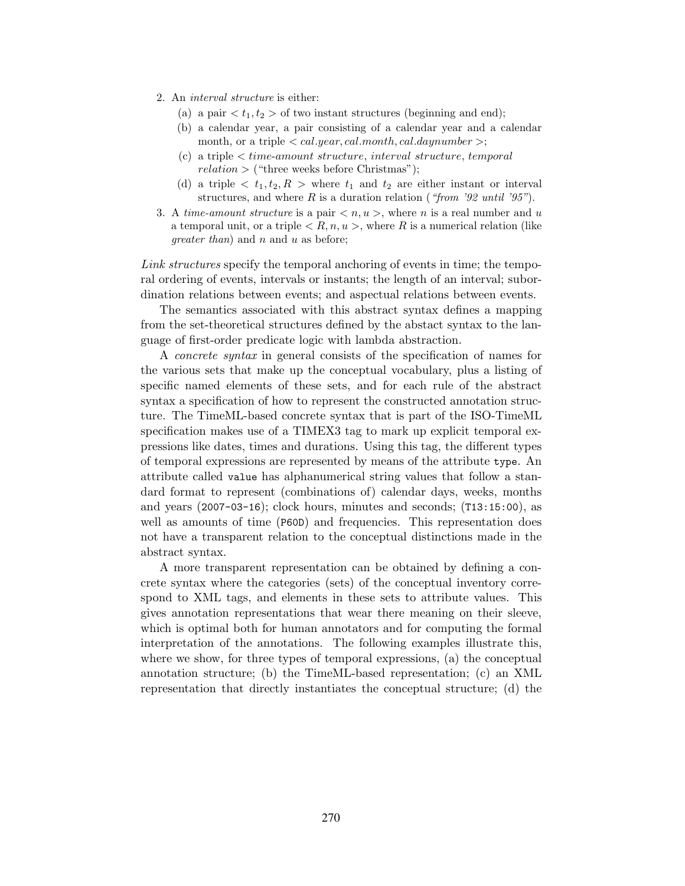2. An *interval structure* is either:
   (a) a pair $< t_1, t_2 >$ of two instant structures (beginning and end);
   (b) a calendar year, a pair consisting of a calendar year and a calendar month, or a triple $< cal.year, cal.month, cal.daynumber >$;
   (c) a triple $<$ *time-amount structure*, *interval structure*, *temporal relation* $>$ ("three weeks before Christmas");
   (d) a triple $< t_1, t_2, R >$ where $t_1$ and $t_2$ are either instant or interval structures, and where $R$ is a duration relation (*"from '92 until '95"*).
3. A *time-amount structure* is a pair $< n, u >$, where $n$ is a real number and $u$ a temporal unit, or a triple $< R, n, u >$, where $R$ is a numerical relation (like *greater than*) and $n$ and $u$ as before;

*Link structures* specify the temporal anchoring of events in time; the temporal ordering of events, intervals or instants; the length of an interval; subordination relations between events; and aspectual relations between events.

The semantics associated with this abstract syntax defines a mapping from the set-theoretical structures defined by the abstact syntax to the language of first-order predicate logic with lambda abstraction.

A *concrete syntax* in general consists of the specification of names for the various sets that make up the conceptual vocabulary, plus a listing of specific named elements of these sets, and for each rule of the abstract syntax a specification of how to represent the constructed annotation structure. The TimeML-based concrete syntax that is part of the ISO-TimeML specification makes use of a TIMEX3 tag to mark up explicit temporal expressions like dates, times and durations. Using this tag, the different types of temporal expressions are represented by means of the attribute `type`. An attribute called `value` has alphanumerical string values that follow a standard format to represent (combinations of) calendar days, weeks, months and years (`2007-03-16`); clock hours, minutes and seconds; (`T13:15:00`), as well as amounts of time (`P60D`) and frequencies. This representation does not have a transparent relation to the conceptual distinctions made in the abstract syntax.

A more transparent representation can be obtained by defining a concrete syntax where the categories (sets) of the conceptual inventory correspond to XML tags, and elements in these sets to attribute values. This gives annotation representations that wear there meaning on their sleeve, which is optimal both for human annotators and for computing the formal interpretation of the annotations. The following examples illustrate this, where we show, for three types of temporal expressions, (a) the conceptual annotation structure; (b) the TimeML-based representation; (c) an XML representation that directly instantiates the conceptual structure; (d) the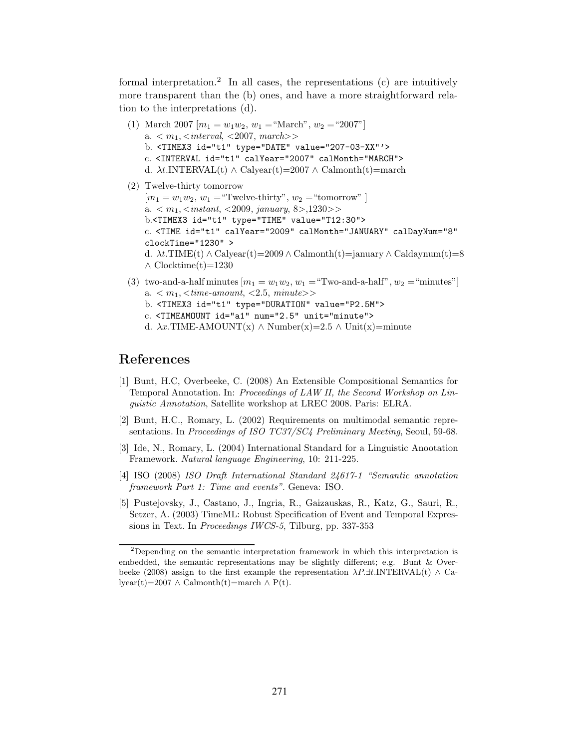formal interpretation.[2] In all cases, the representations (c) are intuitively more transparent than the (b) ones, and have a more straightforward relation to the interpretations (d).

(1) March 2007 [$m_1 = w_1 w_2$, $w_1 =$"March", $w_2 =$"2007"]
  a. $< m_1, <$*interval*, <2007, *march*>>
  b. `<TIMEX3 id="t1" type="DATE" value="207-03-XX"'>`
  c. `<INTERVAL id="t1" calYear="2007" calMonth="MARCH">`
  d. $\lambda t$.INTERVAL(t) $\wedge$ Calyear(t)=2007 $\wedge$ Calmonth(t)=march

(2) Twelve-thirty tomorrow
  [$m_1 = w_1 w_2$, $w_1 =$"Twelve-thirty", $w_2 =$"tomorrow" ]
  a. $< m_1, <$*instant*, <2009, *january*, 8>,1230>>
  b.`<TIMEX3 id="t1" type="TIME" value="T12:30">`
  c. `<TIME id="t1" calYear="2009" calMonth="JANUARY" calDayNum="8" clockTime="1230" >`
  d. $\lambda t$.TIME(t) $\wedge$ Calyear(t)=2009 $\wedge$ Calmonth(t)=january $\wedge$ Caldaynum(t)=8 $\wedge$ Clocktime(t)=1230

(3) two-and-a-half minutes [$m_1 = w_1 w_2$, $w_1 =$"Two-and-a-half", $w_2 =$"minutes"]
  a. $< m_1, <$*time-amount*, <2.5, *minute*>>
  b. `<TIMEX3 id="t1" type="DURATION" value="P2.5M">`
  c. `<TIMEAMOUNT id="a1" num="2.5" unit="minute">`
  d. $\lambda x$.TIME-AMOUNT(x) $\wedge$ Number(x)=2.5 $\wedge$ Unit(x)=minute

## References

[1] Bunt, H.C, Overbeeke, C. (2008) An Extensible Compositional Semantics for Temporal Annotation. In: *Proceedings of LAW II, the Second Workshop on Linguistic Annotation*, Satellite workshop at LREC 2008. Paris: ELRA.

[2] Bunt, H.C., Romary, L. (2002) Requirements on multimodal semantic representations. In *Proceedings of ISO TC37/SC4 Preliminary Meeting*, Seoul, 59-68.

[3] Ide, N., Romary, L. (2004) International Standard for a Linguistic Anootation Framework. *Natural language Engineering*, 10: 211-225.

[4] ISO (2008) *ISO Draft International Standard 24617-1 "Semantic annotation framework Part 1: Time and events"*. Geneva: ISO.

[5] Pustejovsky, J., Castano, J., Ingria, R., Gaizauskas, R., Katz, G., Sauri, R., Setzer, A. (2003) TimeML: Robust Specification of Event and Temporal Expressions in Text. In *Proceedings IWCS-5*, Tilburg, pp. 337-353

[2]Depending on the semantic interpretation framework in which this interpretation is embedded, the semantic representations may be slightly different; e.g. Bunt & Overbeeke (2008) assign to the first example the representation $\lambda P.\exists t$.INTERVAL(t) $\wedge$ Calyear(t)=2007 $\wedge$ Calmonth(t)=march $\wedge$ P(t).